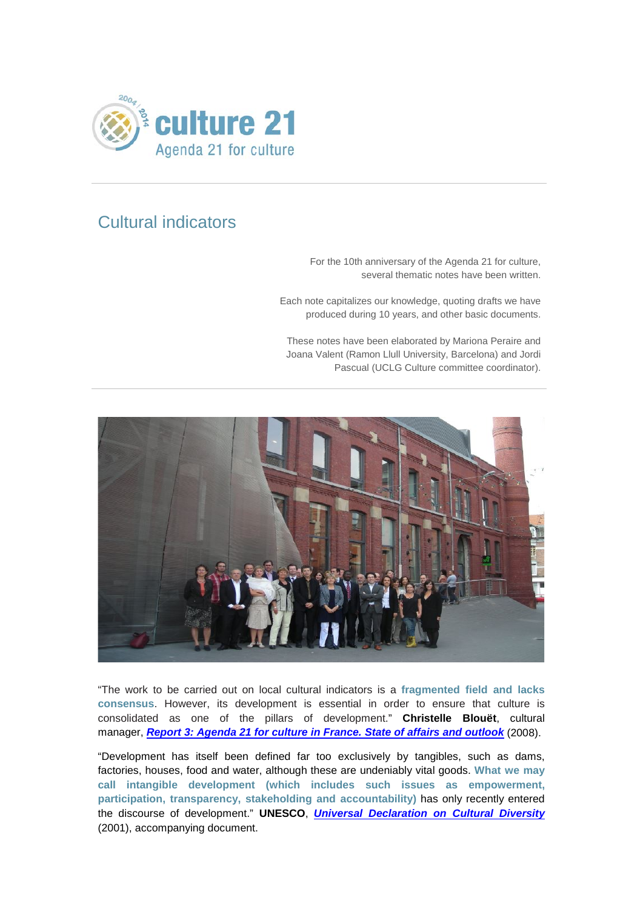culture 21

Agenda 21 for culture

# Cultural indicators

For the 10th anniversary of the Agenda 21 for culture, several thematic notes have been written.

Each note capitalizes our knowledge, quoting drafts we have produced during 10 years, and other basic documents.

These notes have been elaborated by Mariona Peraire and Joana Valent (Ramon Llull University, Barcelona) and Jordi Pascual (UCLG Culture committee coordinator).

"The work to be carried out on local cultural indicators is a **fragmented field and lacks consensus**. However, its development is essential in order to ensure that culture is consolidated as one of the pillars of development." **Christelle Blouët**, cultural manager, ***Report 3: Agenda 21 for culture in France. State of affairs and outlook*** (2008).

"Development has itself been defined far too exclusively by tangibles, such as dams, factories, houses, food and water, although these are undeniably vital goods. **What we may call intangible development (which includes such issues as empowerment, participation, transparency, stakeholding and accountability)** has only recently entered the discourse of development." **UNESCO**, ***Universal Declaration on Cultural Diversity*** (2001), accompanying document.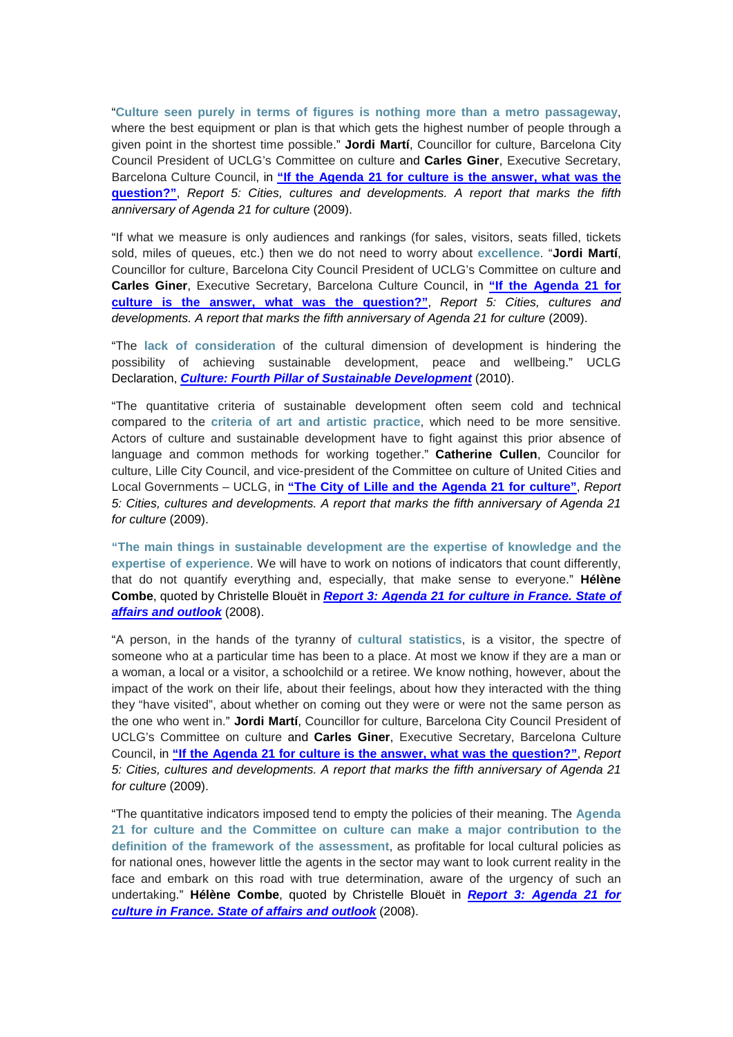"**Culture seen purely in terms of figures is nothing more than a metro passageway**, where the best equipment or plan is that which gets the highest number of people through a given point in the shortest time possible." **Jordi Martí**, Councillor for culture, Barcelona City Council President of UCLG's Committee on culture and **Carles Giner**, Executive Secretary, Barcelona Culture Council, in **"If the Agenda 21 for culture is the answer, what was the question?"**, *Report 5: Cities, cultures and developments. A report that marks the fifth anniversary of Agenda 21 for culture* (2009).

"If what we measure is only audiences and rankings (for sales, visitors, seats filled, tickets sold, miles of queues, etc.) then we do not need to worry about **excellence**. "**Jordi Martí**, Councillor for culture, Barcelona City Council President of UCLG's Committee on culture and **Carles Giner**, Executive Secretary, Barcelona Culture Council, in **"If the Agenda 21 for culture is the answer, what was the question?"**, *Report 5: Cities, cultures and developments. A report that marks the fifth anniversary of Agenda 21 for culture* (2009).

"The **lack of consideration** of the cultural dimension of development is hindering the possibility of achieving sustainable development, peace and wellbeing." UCLG Declaration, ***Culture: Fourth Pillar of Sustainable Development*** (2010).

"The quantitative criteria of sustainable development often seem cold and technical compared to the **criteria of art and artistic practice**, which need to be more sensitive. Actors of culture and sustainable development have to fight against this prior absence of language and common methods for working together." **Catherine Cullen**, Councilor for culture, Lille City Council, and vice-president of the Committee on culture of United Cities and Local Governments – UCLG, in **"The City of Lille and the Agenda 21 for culture"**, *Report 5: Cities, cultures and developments. A report that marks the fifth anniversary of Agenda 21 for culture* (2009).

**"The main things in sustainable development are the expertise of knowledge and the expertise of experience**. We will have to work on notions of indicators that count differently, that do not quantify everything and, especially, that make sense to everyone." **Hélène Combe**, quoted by Christelle Blouët in ***Report 3: Agenda 21 for culture in France. State of affairs and outlook*** (2008).

"A person, in the hands of the tyranny of **cultural statistics**, is a visitor, the spectre of someone who at a particular time has been to a place. At most we know if they are a man or a woman, a local or a visitor, a schoolchild or a retiree. We know nothing, however, about the impact of the work on their life, about their feelings, about how they interacted with the thing they "have visited", about whether on coming out they were or were not the same person as the one who went in." **Jordi Martí**, Councillor for culture, Barcelona City Council President of UCLG's Committee on culture and **Carles Giner**, Executive Secretary, Barcelona Culture Council, in **"If the Agenda 21 for culture is the answer, what was the question?"**, *Report 5: Cities, cultures and developments. A report that marks the fifth anniversary of Agenda 21 for culture* (2009).

"The quantitative indicators imposed tend to empty the policies of their meaning. The **Agenda 21 for culture and the Committee on culture can make a major contribution to the definition of the framework of the assessment**, as profitable for local cultural policies as for national ones, however little the agents in the sector may want to look current reality in the face and embark on this road with true determination, aware of the urgency of such an undertaking." **Hélène Combe**, quoted by Christelle Blouët in ***Report 3: Agenda 21 for culture in France. State of affairs and outlook*** (2008).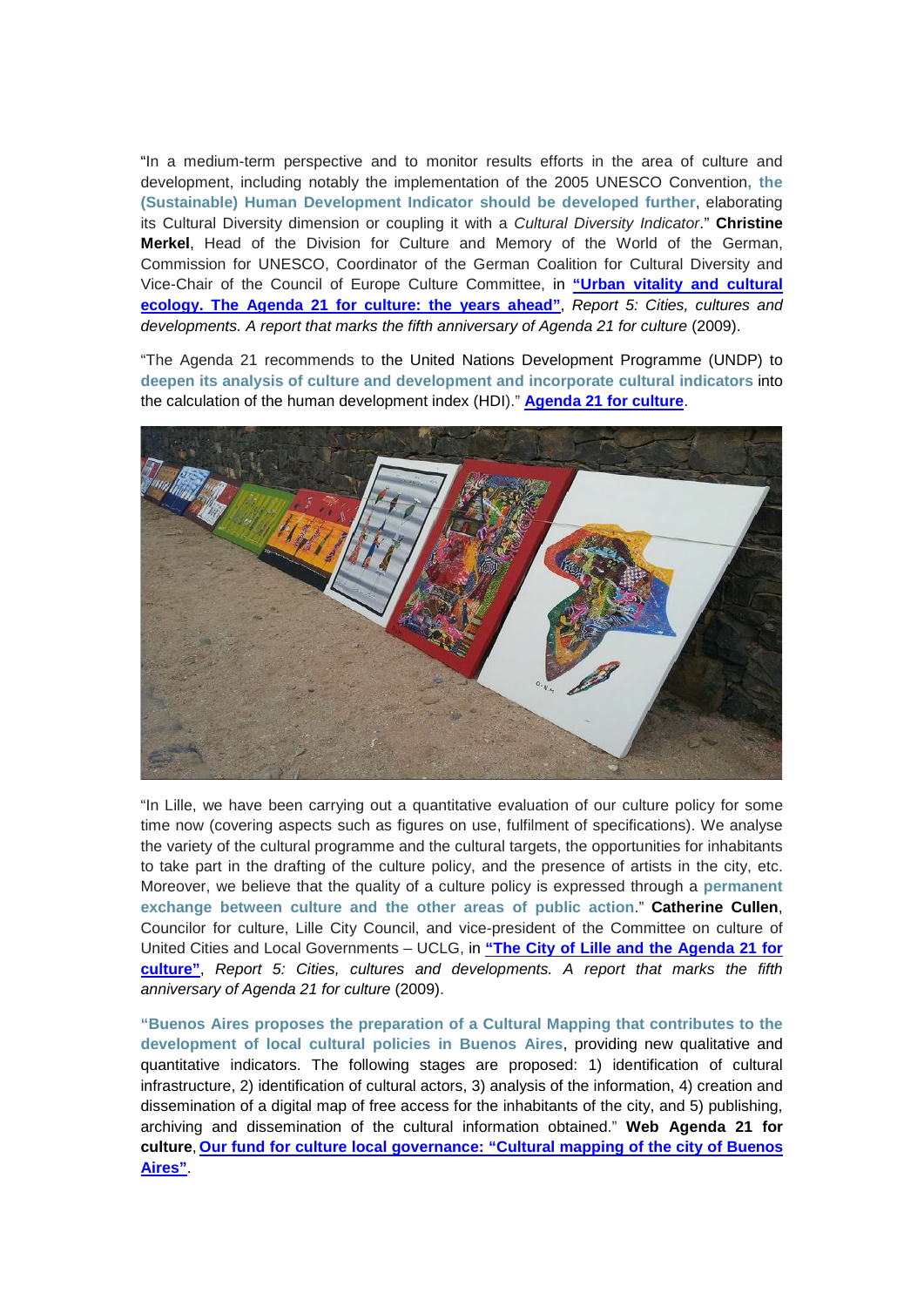"In a medium-term perspective and to monitor results efforts in the area of culture and development, including notably the implementation of the 2005 UNESCO Convention, **the (Sustainable) Human Development Indicator should be developed further**, elaborating its Cultural Diversity dimension or coupling it with a *Cultural Diversity Indicator*." **Christine Merkel**, Head of the Division for Culture and Memory of the World of the German, Commission for UNESCO, Coordinator of the German Coalition for Cultural Diversity and Vice-Chair of the Council of Europe Culture Committee, in **"Urban vitality and cultural ecology. The Agenda 21 for culture: the years ahead"**, *Report 5: Cities, cultures and developments. A report that marks the fifth anniversary of Agenda 21 for culture* (2009).

"The Agenda 21 recommends to the United Nations Development Programme (UNDP) to **deepen its analysis of culture and development and incorporate cultural indicators** into the calculation of the human development index (HDI)." **Agenda 21 for culture**.

"In Lille, we have been carrying out a quantitative evaluation of our culture policy for some time now (covering aspects such as figures on use, fulfilment of specifications). We analyse the variety of the cultural programme and the cultural targets, the opportunities for inhabitants to take part in the drafting of the culture policy, and the presence of artists in the city, etc. Moreover, we believe that the quality of a culture policy is expressed through a **permanent exchange between culture and the other areas of public action**." **Catherine Cullen**, Councilor for culture, Lille City Council, and vice-president of the Committee on culture of United Cities and Local Governments – UCLG, in **"The City of Lille and the Agenda 21 for culture"**, *Report 5: Cities, cultures and developments. A report that marks the fifth anniversary of Agenda 21 for culture* (2009).

**"Buenos Aires proposes the preparation of a Cultural Mapping that contributes to the development of local cultural policies in Buenos Aires**, providing new qualitative and quantitative indicators. The following stages are proposed: 1) identification of cultural infrastructure, 2) identification of cultural actors, 3) analysis of the information, 4) creation and dissemination of a digital map of free access for the inhabitants of the city, and 5) publishing, archiving and dissemination of the cultural information obtained." **Web Agenda 21 for culture**, **Our fund for culture local governance: "Cultural mapping of the city of Buenos Aires"**.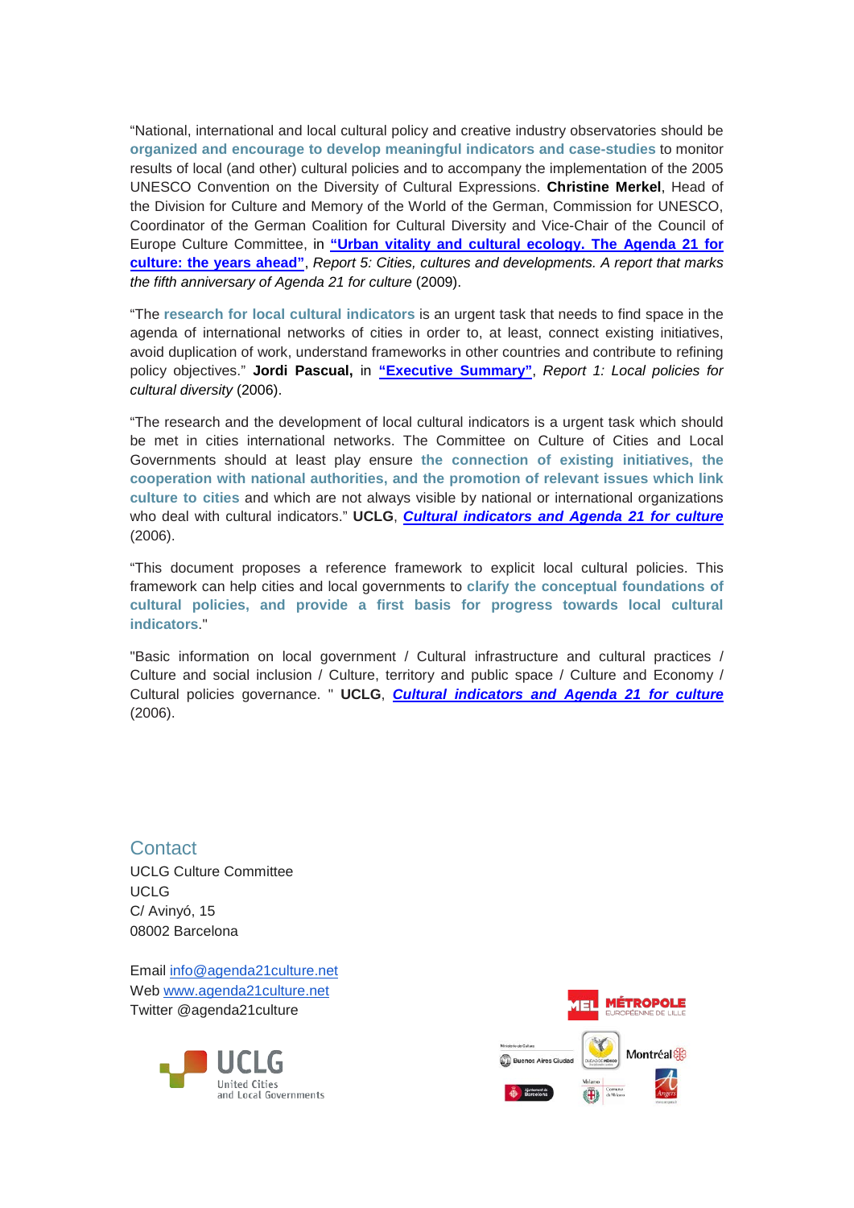"National, international and local cultural policy and creative industry observatories should be **organized and encourage to develop meaningful indicators and case-studies** to monitor results of local (and other) cultural policies and to accompany the implementation of the 2005 UNESCO Convention on the Diversity of Cultural Expressions. **Christine Merkel**, Head of the Division for Culture and Memory of the World of the German, Commission for UNESCO, Coordinator of the German Coalition for Cultural Diversity and Vice-Chair of the Council of Europe Culture Committee, in **"Urban vitality and cultural ecology. The Agenda 21 for culture: the years ahead"**, *Report 5: Cities, cultures and developments. A report that marks the fifth anniversary of Agenda 21 for culture* (2009).

"The **research for local cultural indicators** is an urgent task that needs to find space in the agenda of international networks of cities in order to, at least, connect existing initiatives, avoid duplication of work, understand frameworks in other countries and contribute to refining policy objectives." **Jordi Pascual,** in **"Executive Summary"**, *Report 1: Local policies for cultural diversity* (2006).

"The research and the development of local cultural indicators is a urgent task which should be met in cities international networks. The Committee on Culture of Cities and Local Governments should at least play ensure **the connection of existing initiatives, the cooperation with national authorities, and the promotion of relevant issues which link culture to cities** and which are not always visible by national or international organizations who deal with cultural indicators." **UCLG**, ***Cultural indicators and Agenda 21 for culture*** (2006).

"This document proposes a reference framework to explicit local cultural policies. This framework can help cities and local governments to **clarify the conceptual foundations of cultural policies, and provide a first basis for progress towards local cultural indicators**."

"Basic information on local government / Cultural infrastructure and cultural practices / Culture and social inclusion / Culture, territory and public space / Culture and Economy / Cultural policies governance. " **UCLG**, ***Cultural indicators and Agenda 21 for culture*** (2006).

## Contact

UCLG Culture Committee
UCLG
C/ Avinyó, 15
08002 Barcelona

Email info@agenda21culture.net
Web www.agenda21culture.net
Twitter @agenda21culture